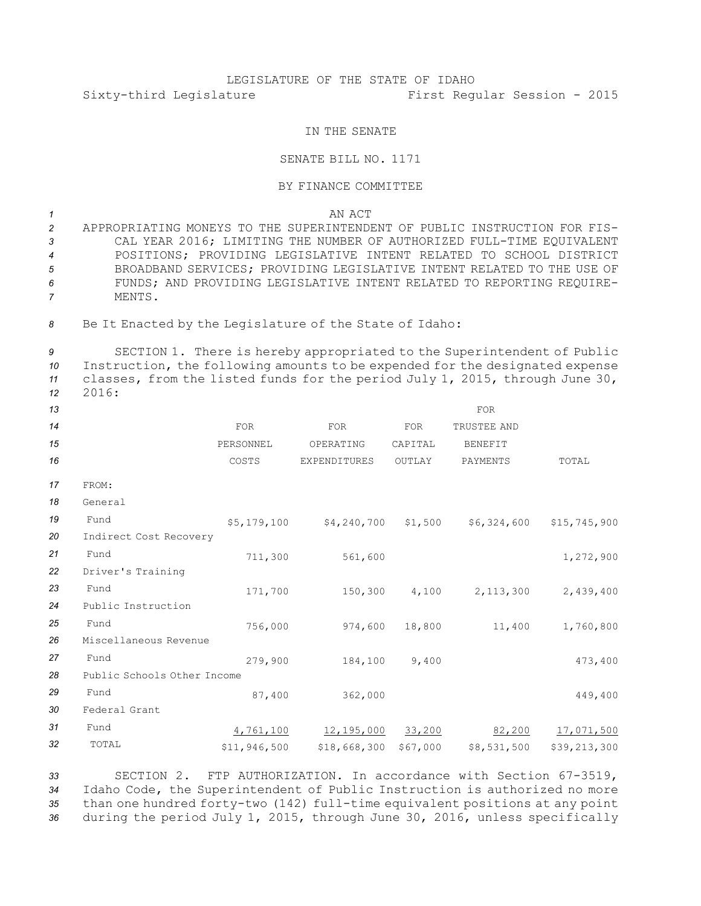LEGISLATURE OF THE STATE OF IDAHO

Sixty-third Legislature First Regular Session - 2015

IN THE SENATE

SENATE BILL NO. 1171

BY FINANCE COMMITTEE

AN ACT

APPROPRIATING MONEYS TO THE SUPERINTENDENT OF PUBLIC INSTRUCTION FOR FISCAL YEAR 2016; LIMITING THE NUMBER OF AUTHORIZED FULL-TIME EQUIVALENT POSITIONS; PROVIDING LEGISLATIVE INTENT RELATED TO SCHOOL DISTRICT BROADBAND SERVICES; PROVIDING LEGISLATIVE INTENT RELATED TO THE USE OF FUNDS; AND PROVIDING LEGISLATIVE INTENT RELATED TO REPORTING REQUIREMENTS.

Be It Enacted by the Legislature of the State of Idaho:

SECTION 1. There is hereby appropriated to the Superintendent of Public Instruction, the following amounts to be expended for the designated expense classes, from the listed funds for the period July 1, 2015, through June 30, 2016:

| | FOR PERSONNEL COSTS | FOR OPERATING EXPENDITURES | FOR CAPITAL OUTLAY | FOR TRUSTEE AND BENEFIT PAYMENTS | TOTAL |
|---|---|---|---|---|---|
| FROM: | | | | | |
| General Fund | $5,179,100 | $4,240,700 | $1,500 | $6,324,600 | $15,745,900 |
| Indirect Cost Recovery Fund | 711,300 | 561,600 | | | 1,272,900 |
| Driver's Training Fund | 171,700 | 150,300 | 4,100 | 2,113,300 | 2,439,400 |
| Public Instruction Fund | 756,000 | 974,600 | 18,800 | 11,400 | 1,760,800 |
| Miscellaneous Revenue Fund | 279,900 | 184,100 | 9,400 | | 473,400 |
| Public Schools Other Income Fund | 87,400 | 362,000 | | | 449,400 |
| Federal Grant Fund | 4,761,100 | 12,195,000 | 33,200 | 82,200 | 17,071,500 |
| TOTAL | $11,946,500 | $18,668,300 | $67,000 | $8,531,500 | $39,213,300 |

SECTION 2. FTP AUTHORIZATION. In accordance with Section 67-3519, Idaho Code, the Superintendent of Public Instruction is authorized no more than one hundred forty-two (142) full-time equivalent positions at any point during the period July 1, 2015, through June 30, 2016, unless specifically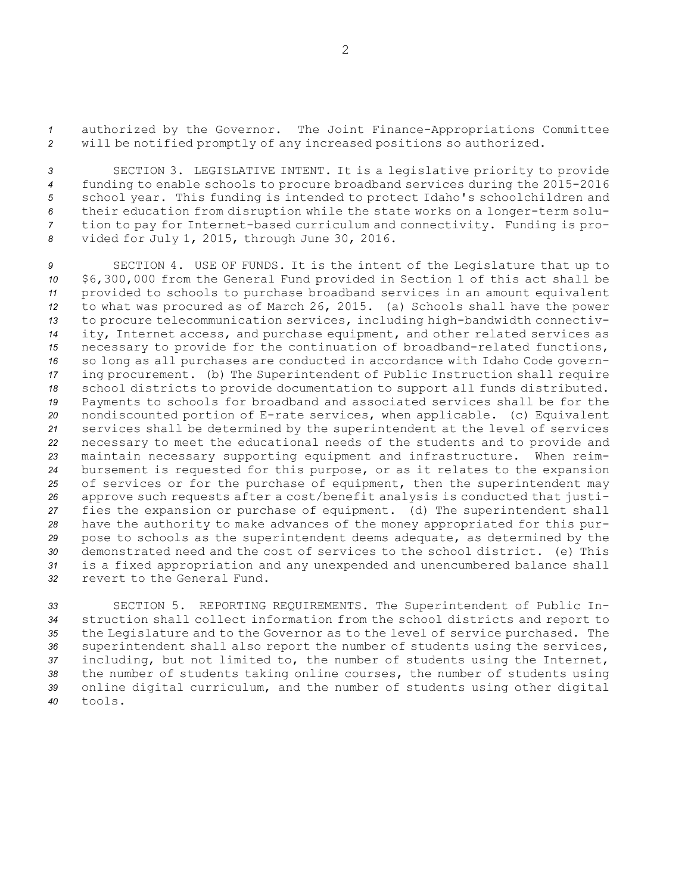authorized by the Governor. The Joint Finance-Appropriations Committee will be notified promptly of any increased positions so authorized.

SECTION 3. LEGISLATIVE INTENT. It is a legislative priority to provide funding to enable schools to procure broadband services during the 2015-2016 school year. This funding is intended to protect Idaho's schoolchildren and their education from disruption while the state works on a longer-term solution to pay for Internet-based curriculum and connectivity. Funding is provided for July 1, 2015, through June 30, 2016.

SECTION 4. USE OF FUNDS. It is the intent of the Legislature that up to $6,300,000 from the General Fund provided in Section 1 of this act shall be provided to schools to purchase broadband services in an amount equivalent to what was procured as of March 26, 2015. (a) Schools shall have the power to procure telecommunication services, including high-bandwidth connectivity, Internet access, and purchase equipment, and other related services as necessary to provide for the continuation of broadband-related functions, so long as all purchases are conducted in accordance with Idaho Code governing procurement. (b) The Superintendent of Public Instruction shall require school districts to provide documentation to support all funds distributed. Payments to schools for broadband and associated services shall be for the nondiscounted portion of E-rate services, when applicable. (c) Equivalent services shall be determined by the superintendent at the level of services necessary to meet the educational needs of the students and to provide and maintain necessary supporting equipment and infrastructure. When reimbursement is requested for this purpose, or as it relates to the expansion of services or for the purchase of equipment, then the superintendent may approve such requests after a cost/benefit analysis is conducted that justifies the expansion or purchase of equipment. (d) The superintendent shall have the authority to make advances of the money appropriated for this purpose to schools as the superintendent deems adequate, as determined by the demonstrated need and the cost of services to the school district. (e) This is a fixed appropriation and any unexpended and unencumbered balance shall revert to the General Fund.

SECTION 5. REPORTING REQUIREMENTS. The Superintendent of Public Instruction shall collect information from the school districts and report to the Legislature and to the Governor as to the level of service purchased. The superintendent shall also report the number of students using the services, including, but not limited to, the number of students using the Internet, the number of students taking online courses, the number of students using online digital curriculum, and the number of students using other digital tools.